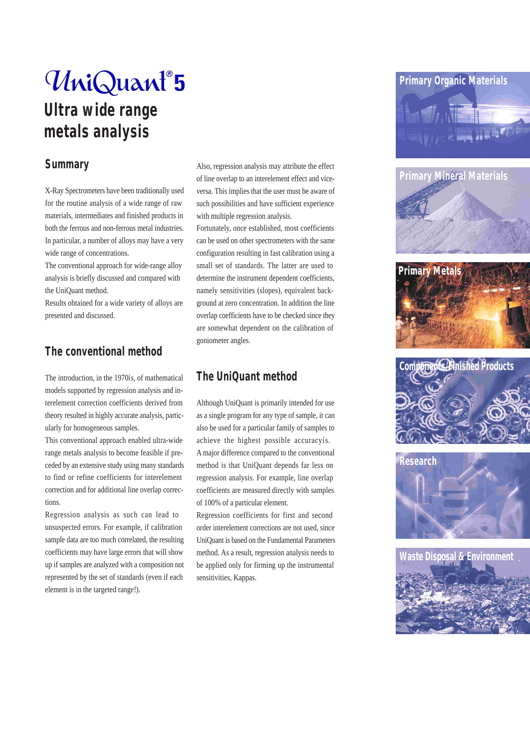# UniQuant®5

## Ultra wide range metals analysis

### Summary

X-Ray Spectrometers have been traditionally used for the routine analysis of a wide range of raw materials, intermediates and finished products in both the ferrous and non-ferrous metal industries. In particular, a number of alloys may have a very wide range of concentrations.

The conventional approach for wide-range alloy analysis is briefly discussed and compared with the UniQuant method.

Results obtained for a wide variety of alloys are presented and discussed.

### The conventional method

The introduction, in the 1970ís, of mathematical models supported by regression analysis and interelement correction coefficients derived from theory resulted in highly accurate analysis, particularly for homogeneous samples.

This conventional approach enabled ultra-wide range metals analysis to become feasible if preceded by an extensive study using many standards to find or refine coefficients for interelement correction and for additional line overlap corrections.

Regression analysis as such can lead to unsuspected errors. For example, if calibration sample data are too much correlated, the resulting coefficients may have large errors that will show up if samples are analyzed with a composition not represented by the set of standards (even if each element is in the targeted range!).

Also, regression analysis may attribute the effect of line overlap to an interelement effect and vice-versa. This implies that the user must be aware of such possibilities and have sufficient experience with multiple regression analysis.

Fortunately, once established, most coefficients can be used on other spectrometers with the same configuration resulting in fast calibration using a small set of standards. The latter are used to determine the instrument dependent coefficients, namely sensitivities (slopes), equivalent background at zero concentration. In addition the line overlap coefficients have to be checked since they are somewhat dependent on the calibration of goniometer angles.

### The UniQuant method

Although UniQuant is primarily intended for use as a single program for any type of sample, it can also be used for a particular family of samples to achieve the highest possible accuracyís.

A major difference compared to the conventional method is that UniQuant depends far less on regression analysis. For example, line overlap coefficients are measured directly with samples of 100% of a particular element.

Regression coefficients for first and second order interelement corrections are not used, since UniQuant is based on the Fundamental Parameters method. As a result, regression analysis needs to be applied only for firming up the instrumental sensitivities, Kappas.

Primary Organic Materials

Primary Mineral Materials

Primary Metals

Components/Finished Products

Research

Waste Disposal & Environment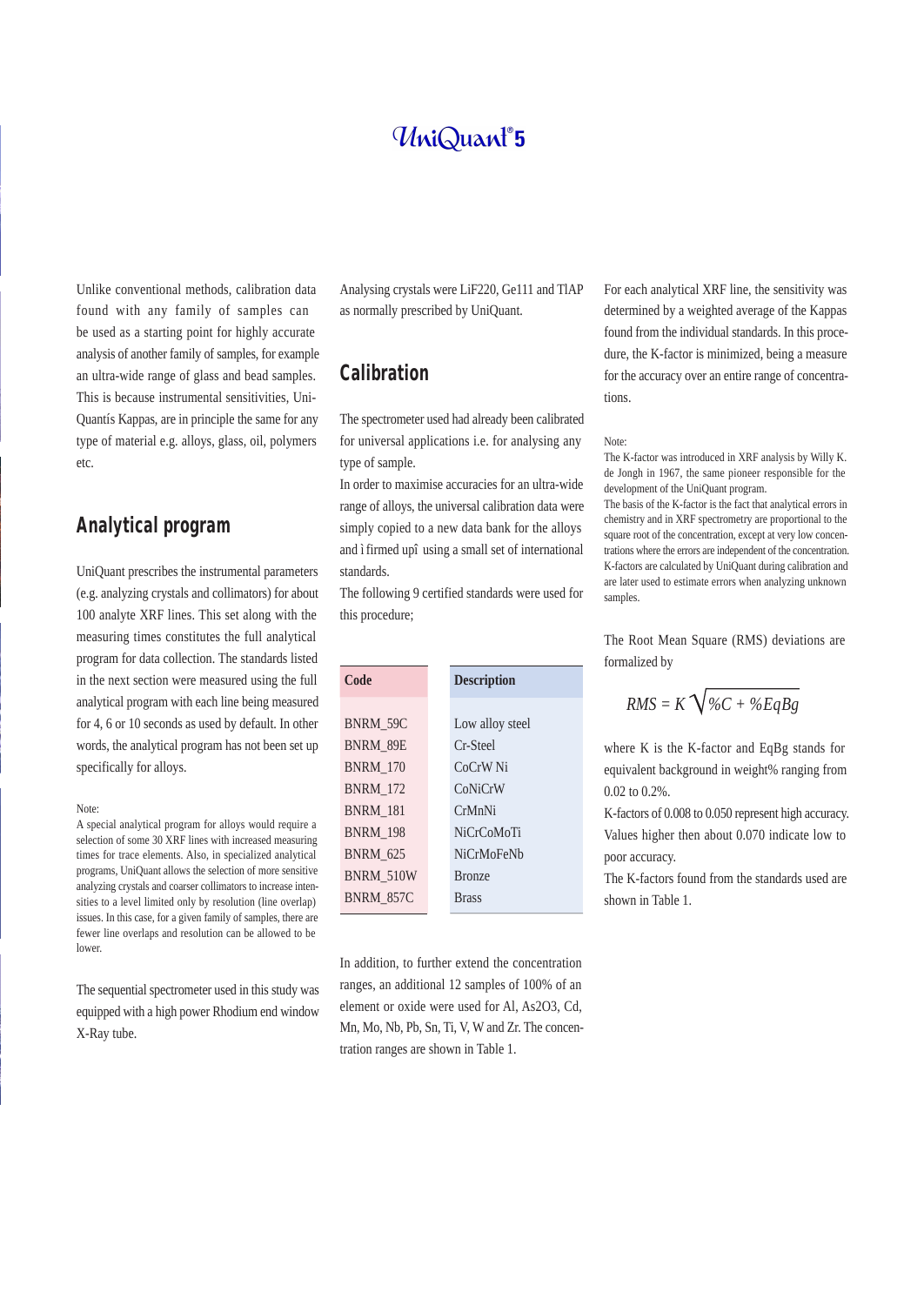Unlike conventional methods, calibration data found with any family of samples can be used as a starting point for highly accurate analysis of another family of samples, for example an ultra-wide range of glass and bead samples. This is because instrumental sensitivities, UniQuantís Kappas, are in principle the same for any type of material e.g. alloys, glass, oil, polymers etc.

## Analytical program

UniQuant prescribes the instrumental parameters (e.g. analyzing crystals and collimators) for about 100 analyte XRF lines. This set along with the measuring times constitutes the full analytical program for data collection. The standards listed in the next section were measured using the full analytical program with each line being measured for 4, 6 or 10 seconds as used by default. In other words, the analytical program has not been set up specifically for alloys.

Note:
A special analytical program for alloys would require a selection of some 30 XRF lines with increased measuring times for trace elements. Also, in specialized analytical programs, UniQuant allows the selection of more sensitive analyzing crystals and coarser collimators to increase intensities to a level limited only by resolution (line overlap) issues. In this case, for a given family of samples, there are fewer line overlaps and resolution can be allowed to be lower.

The sequential spectrometer used in this study was equipped with a high power Rhodium end window X-Ray tube.

Analysing crystals were LiF220, Ge111 and TlAP as normally prescribed by UniQuant.

## Calibration

The spectrometer used had already been calibrated for universal applications i.e. for analysing any type of sample.

In order to maximise accuracies for an ultra-wide range of alloys, the universal calibration data were simply copied to a new data bank for the alloys and ìfirmed upî using a small set of international standards.

The following 9 certified standards were used for this procedure;

| Code | Description |
|---|---|
| BNRM_59C | Low alloy steel |
| BNRM_89E | Cr-Steel |
| BNRM_170 | CoCrW Ni |
| BNRM_172 | CoNiCrW |
| BNRM_181 | CrMnNi |
| BNRM_198 | NiCrCoMoTi |
| BNRM_625 | NiCrMoFeNb |
| BNRM_510W | Bronze |
| BNRM_857C | Brass |

In addition, to further extend the concentration ranges, an additional 12 samples of 100% of an element or oxide were used for Al, $As_2O_3$, Cd, Mn, Mo, Nb, Pb, Sn, Ti, V, W and Zr. The concentration ranges are shown in Table 1.

For each analytical XRF line, the sensitivity was determined by a weighted average of the Kappas found from the individual standards. In this procedure, the K-factor is minimized, being a measure for the accuracy over an entire range of concentrations.

Note:
The K-factor was introduced in XRF analysis by Willy K. de Jongh in 1967, the same pioneer responsible for the development of the UniQuant program.
The basis of the K-factor is the fact that analytical errors in chemistry and in XRF spectrometry are proportional to the square root of the concentration, except at very low concentrations where the errors are independent of the concentration. K-factors are calculated by UniQuant during calibration and are later used to estimate errors when analyzing unknown samples.

The Root Mean Square (RMS) deviations are formalized by

$$RMS = K\sqrt{\%C + \%EqBg}$$

where K is the K-factor and EqBg stands for equivalent background in weight% ranging from 0.02 to 0.2%.

K-factors of 0.008 to 0.050 represent high accuracy. Values higher then about 0.070 indicate low to poor accuracy.

The K-factors found from the standards used are shown in Table 1.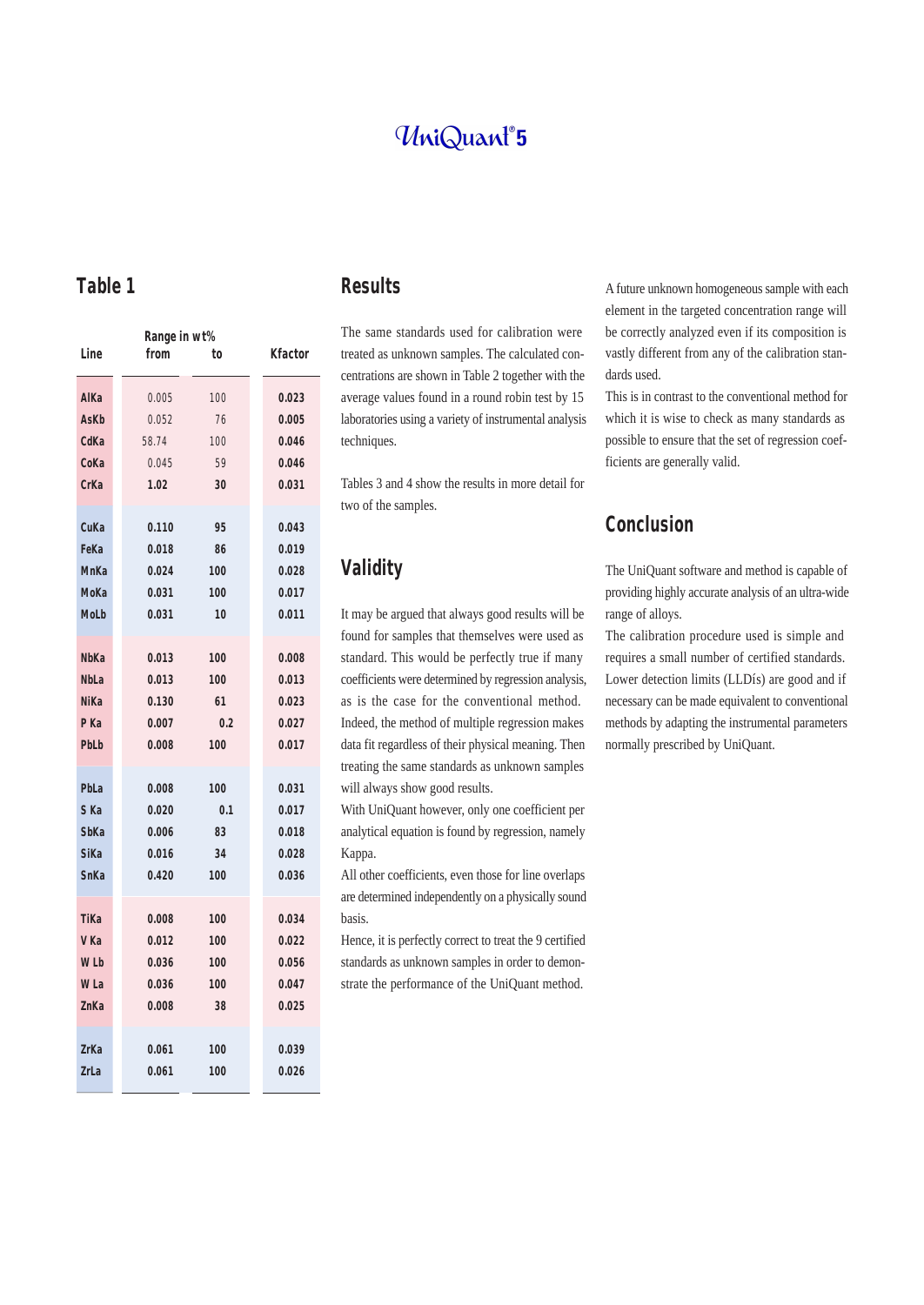## Table 1

| Line | Range in wt% from | to | Kfactor |
|---|---|---|---|
| AlKa | 0.005 | 100 | 0.023 |
| AsKb | 0.052 | 76 | 0.005 |
| CdKa | 58.74 | 100 | 0.046 |
| CoKa | 0.045 | 59 | 0.046 |
| CrKa | 1.02 | 30 | 0.031 |
| CuKa | 0.110 | 95 | 0.043 |
| FeKa | 0.018 | 86 | 0.019 |
| MnKa | 0.024 | 100 | 0.028 |
| MoKa | 0.031 | 100 | 0.017 |
| MoLb | 0.031 | 10 | 0.011 |
| NbKa | 0.013 | 100 | 0.008 |
| NbLa | 0.013 | 100 | 0.013 |
| NiKa | 0.130 | 61 | 0.023 |
| P Ka | 0.007 | 0.2 | 0.027 |
| PbLb | 0.008 | 100 | 0.017 |
| PbLa | 0.008 | 100 | 0.031 |
| S Ka | 0.020 | 0.1 | 0.017 |
| SbKa | 0.006 | 83 | 0.018 |
| SiKa | 0.016 | 34 | 0.028 |
| SnKa | 0.420 | 100 | 0.036 |
| TiKa | 0.008 | 100 | 0.034 |
| V Ka | 0.012 | 100 | 0.022 |
| W Lb | 0.036 | 100 | 0.056 |
| W La | 0.036 | 100 | 0.047 |
| ZnKa | 0.008 | 38 | 0.025 |
| ZrKa | 0.061 | 100 | 0.039 |
| ZrLa | 0.061 | 100 | 0.026 |

## Results

The same standards used for calibration were treated as unknown samples. The calculated concentrations are shown in Table 2 together with the average values found in a round robin test by 15 laboratories using a variety of instrumental analysis techniques.

Tables 3 and 4 show the results in more detail for two of the samples.

## Validity

It may be argued that always good results will be found for samples that themselves were used as standard. This would be perfectly true if many coefficients were determined by regression analysis, as is the case for the conventional method. Indeed, the method of multiple regression makes data fit regardless of their physical meaning. Then treating the same standards as unknown samples will always show good results.

With UniQuant however, only one coefficient per analytical equation is found by regression, namely Kappa.

All other coefficients, even those for line overlaps are determined independently on a physically sound basis.

Hence, it is perfectly correct to treat the 9 certified standards as unknown samples in order to demonstrate the performance of the UniQuant method.

A future unknown homogeneous sample with each element in the targeted concentration range will be correctly analyzed even if its composition is vastly different from any of the calibration standards used.

This is in contrast to the conventional method for which it is wise to check as many standards as possible to ensure that the set of regression coefficients are generally valid.

## Conclusion

The UniQuant software and method is capable of providing highly accurate analysis of an ultra-wide range of alloys.

The calibration procedure used is simple and requires a small number of certified standards.

Lower detection limits (LLDís) are good and if necessary can be made equivalent to conventional methods by adapting the instrumental parameters normally prescribed by UniQuant.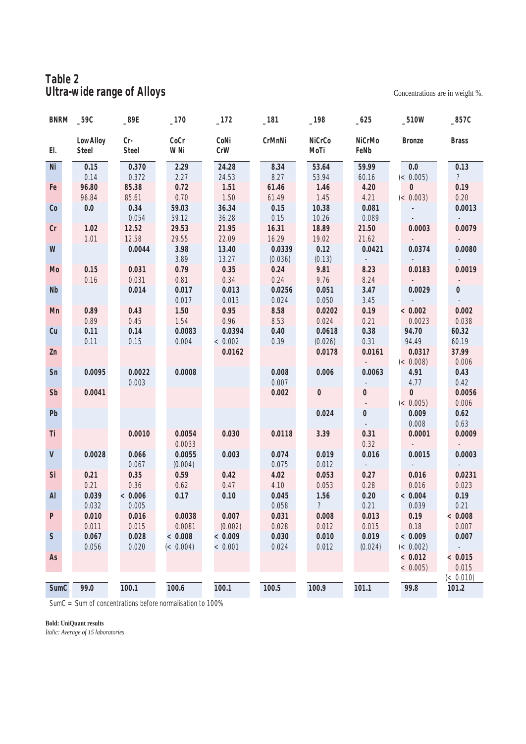## Table 2
## Ultra-wide range of Alloys

Concentrations are in weight %.

| BNRM | _59C | _89E | _170 | _172 | _181 | _198 | _625 | _510W | _857C |
|---|---|---|---|---|---|---|---|---|---|
| El. | Low Alloy Steel | Cr- Steel | CoCr W Ni | CoNi CrW | CrMnNi | NiCrCo MoTi | NiCrMo FeNb | Bronze | Brass |
| Ni | **0.15** | **0.370** | **2.29** | **24.28** | **8.34** | **53.64** | **59.99** | **0.0** | **0.13** |
| | *0.14* | *0.372* | *2.27* | *24.53* | *8.27* | *53.94* | *60.16* | *(< 0.005)* | *?* |
| Fe | **96.80** | **85.38** | **0.72** | **1.51** | **61.46** | **1.46** | **4.20** | **0** | **0.19** |
| | *96.84* | *85.61* | *0.70* | *1.50* | *61.49* | *1.45* | *4.21* | *(< 0.003)* | *0.20* |
| Co | **0.0** | **0.34** | **59.03** | **36.34** | **0.15** | **10.38** | **0.081** | **-** | **0.0013** |
| | | *0.054* | *59.12* | *36.28* | *0.15* | *10.26* | *0.089* | *-* | *-* |
| Cr | **1.02** | **12.52** | **29.53** | **21.95** | **16.31** | **18.89** | **21.50** | **0.0003** | **0.0079** |
| | *1.01* | *12.58* | *29.55* | *22.09* | *16.29* | *19.02* | *21.62* | *-* | *-* |
| W | | **0.0044** | **3.98** | **13.40** | **0.0339** | **0.12** | **0.0421** | **0.0374** | **0.0080** |
| | | | *3.89* | *13.27* | *(0.036)* | *(0.13)* | *-* | *-* | *-* |
| Mo | **0.15** | **0.031** | **0.79** | **0.35** | **0.24** | **9.81** | **8.23** | **0.0183** | **0.0019** |
| | *0.16* | *0.031* | *0.81* | *0.34* | *0.24* | *9.76* | *8.24* | *-* | *-* |
| Nb | | **0.014** | **0.017** | **0.013** | **0.0256** | **0.051** | **3.47** | **0.0029** | **0** |
| | | | *0.017* | *0.013* | *0.024* | *0.050* | *3.45* | *-* | *-* |
| Mn | **0.89** | **0.43** | **1.50** | **0.95** | **8.58** | **0.0202** | **0.19** | **< 0.002** | **0.002** |
| | *0.89* | *0.45* | *1.54* | *0.96* | *8.53* | *0.024* | *0.21* | *0.0023* | *0.038* |
| Cu | **0.11** | **0.14** | **0.0083** | **0.0394** | **0.40** | **0.0618** | **0.38** | **94.70** | **60.32** |
| | *0.11* | *0.15* | *0.004* | *< 0.002* | *0.39* | *(0.026)* | *0.31* | *94.49* | *60.19* |
| Zn | | | | **0.0162** | | **0.0178** | **0.0161** | **0.031?** | **37.99** |
| | | | | | | | *-* | *(< 0.008)* | *0.006* |
| Sn | **0.0095** | **0.0022** | **0.0008** | | **0.008** | **0.006** | **0.0063** | **4.91** | **0.43** |
| | | *0.003* | | | *0.007* | | *-* | *4.77* | *0.42* |
| Sb | **0.0041** | | | | **0.002** | **0** | **0** | **0** | **0.0056** |
| | | | | | | | *-* | *(< 0.005)* | *0.006* |
| Pb | | | | | | **0.024** | **0** | **0.009** | **0.62** |
| | | | | | | | *-* | *0.008* | *0.63* |
| Ti | | **0.0010** | **0.0054** | **0.030** | **0.0118** | **3.39** | **0.31** | **0.0001** | **0.0009** |
| | | | *0.0033* | | | | *0.32* | *-* | *-* |
| V | **0.0028** | **0.066** | **0.0055** | **0.003** | **0.074** | **0.019** | **0.016** | **0.0015** | **0.0003** |
| | | *0.067* | *(0.004)* | | *0.075* | *0.012* | *-* | *-* | *-* |
| Si | **0.21** | **0.35** | **0.59** | **0.42** | **4.02** | **0.053** | **0.27** | **0.016** | **0.0231** |
| | *0.21* | *0.36* | *0.62* | *0.47* | *4.10* | *0.053* | *0.28* | *0.016* | *0.023* |
| Al | **0.039** | **< 0.006** | **0.17** | **0.10** | **0.045** | **1.56** | **0.20** | **< 0.004** | **0.19** |
| | *0.032* | *0.005* | | | *0.058* | *?* | *0.21* | *0.039* | *0.21* |
| P | **0.010** | **0.016** | **0.0038** | **0.007** | **0.031** | **0.008** | **0.013** | **0.19** | **< 0.008** |
| | *0.011* | *0.015* | *0.0081* | *(0.002)* | *0.028* | *0.012* | *0.015* | *0.18* | *0.007* |
| S | **0.067** | **0.028** | **< 0.008** | **< 0.009** | **0.030** | **0.010** | **0.019** | **< 0.009** | **0.007** |
| | *0.056* | *0.020* | *(< 0.004)* | *< 0.001* | *0.024* | *0.012* | *(0.024)* | *(< 0.002)* | *-* |
| As | | | | | | | | **< 0.012** | **< 0.015** |
| | | | | | | | | *< 0.005)* | *0.015* |
| | | | | | | | | | *(< 0.010)* |
| SumC | 99.0 | 100.1 | 100.6 | 100.1 | 100.5 | 100.9 | 101.1 | 99.8 | 101.2 |

SumC = Sum of concentrations before normalisation to 100%

**Bold: UniQuant results**
*Italic: Average of 15 laboratories*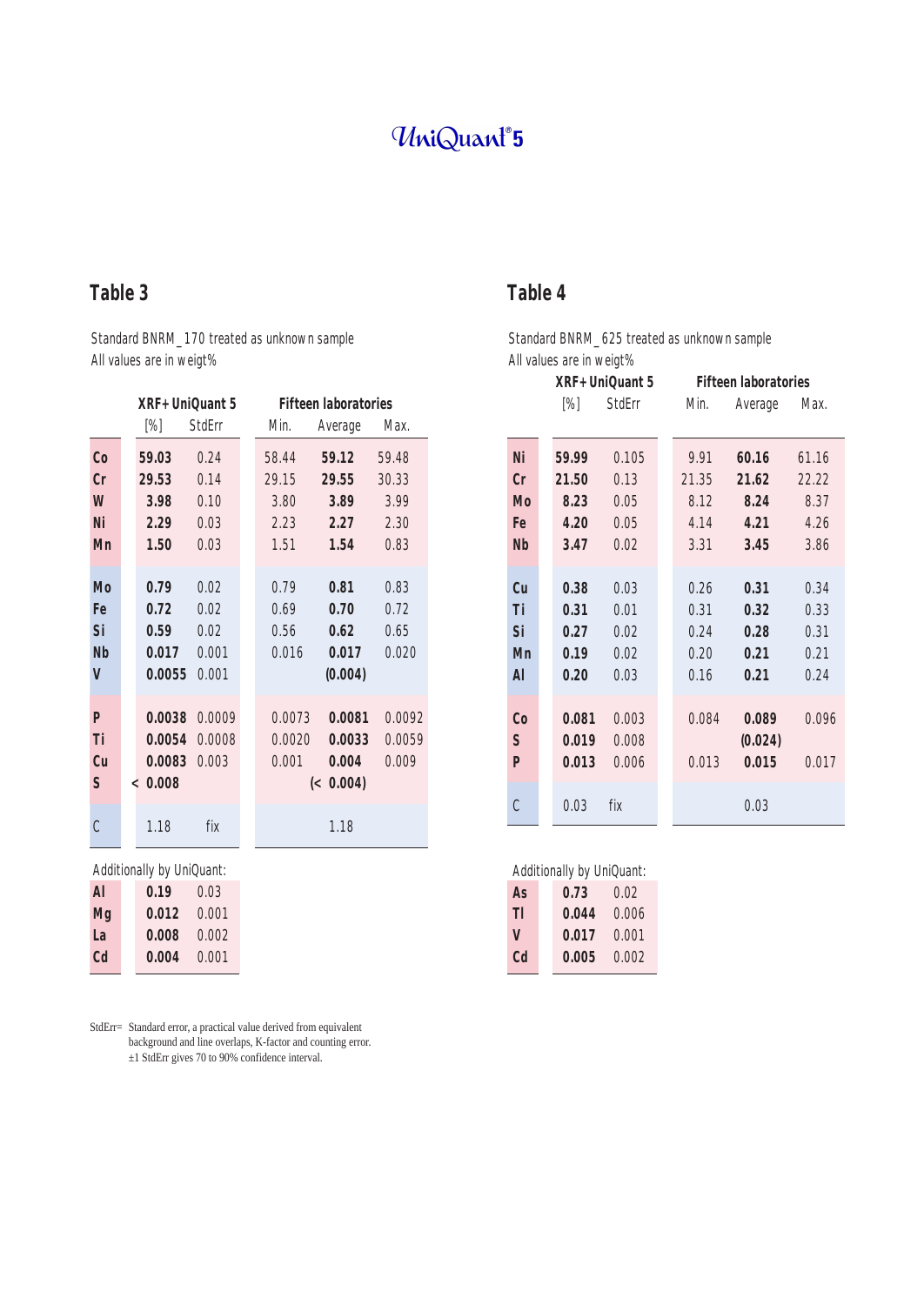UniQuant®5

## Table 3

Standard BNRM_170 treated as unknown sample
All values are in weigt%

| | XRF+UniQuant 5 | | Fifteen laboratories | | |
|---|---|---|---|---|---|
| | [%] | StdErr | Min. | Average | Max. |
| **Co** | **59.03** | 0.24 | 58.44 | **59.12** | 59.48 |
| **Cr** | **29.53** | 0.14 | 29.15 | **29.55** | 30.33 |
| **W** | **3.98** | 0.10 | 3.80 | **3.89** | 3.99 |
| **Ni** | **2.29** | 0.03 | 2.23 | **2.27** | 2.30 |
| **Mn** | **1.50** | 0.03 | 1.51 | **1.54** | 0.83 |
| **Mo** | **0.79** | 0.02 | 0.79 | **0.81** | 0.83 |
| **Fe** | **0.72** | 0.02 | 0.69 | **0.70** | 0.72 |
| **Si** | **0.59** | 0.02 | 0.56 | **0.62** | 0.65 |
| **Nb** | **0.017** | 0.001 | 0.016 | **0.017** | 0.020 |
| **V** | **0.0055** | 0.001 | | **(0.004)** | |
| **P** | **0.0038** | 0.0009 | 0.0073 | **0.0081** | 0.0092 |
| **Ti** | **0.0054** | 0.0008 | 0.0020 | **0.0033** | 0.0059 |
| **Cu** | **0.0083** | 0.003 | 0.001 | **0.004** | 0.009 |
| **S** | **< 0.008** | | | **(< 0.004)** | |
| C | 1.18 | fix | | 1.18 | |

Additionally by UniQuant:

| | [%] | StdErr |
|---|---|---|
| **Al** | **0.19** | 0.03 |
| **Mg** | **0.012** | 0.001 |
| **La** | **0.008** | 0.002 |
| **Cd** | **0.004** | 0.001 |

## Table 4

Standard BNRM_625 treated as unknown sample
All values are in weigt%

| | XRF+UniQuant 5 | | Fifteen laboratories | | |
|---|---|---|---|---|---|
| | [%] | StdErr | Min. | Average | Max. |
| **Ni** | **59.99** | 0.105 | 9.91 | **60.16** | 61.16 |
| **Cr** | **21.50** | 0.13 | 21.35 | **21.62** | 22.22 |
| **Mo** | **8.23** | 0.05 | 8.12 | **8.24** | 8.37 |
| **Fe** | **4.20** | 0.05 | 4.14 | **4.21** | 4.26 |
| **Nb** | **3.47** | 0.02 | 3.31 | **3.45** | 3.86 |
| **Cu** | **0.38** | 0.03 | 0.26 | **0.31** | 0.34 |
| **Ti** | **0.31** | 0.01 | 0.31 | **0.32** | 0.33 |
| **Si** | **0.27** | 0.02 | 0.24 | **0.28** | 0.31 |
| **Mn** | **0.19** | 0.02 | 0.20 | **0.21** | 0.21 |
| **Al** | **0.20** | 0.03 | 0.16 | **0.21** | 0.24 |
| **Co** | **0.081** | 0.003 | 0.084 | **0.089** | 0.096 |
| **S** | **0.019** | 0.008 | | **(0.024)** | |
| **P** | **0.013** | 0.006 | 0.013 | **0.015** | 0.017 |
| C | 0.03 | fix | | 0.03 | |

Additionally by UniQuant:

| | [%] | StdErr |
|---|---|---|
| **As** | **0.73** | 0.02 |
| **Tl** | **0.044** | 0.006 |
| **V** | **0.017** | 0.001 |
| **Cd** | **0.005** | 0.002 |

StdErr= Standard error, a practical value derived from equivalent background and line overlaps, K-factor and counting error. ±1 StdErr gives 70 to 90% confidence interval.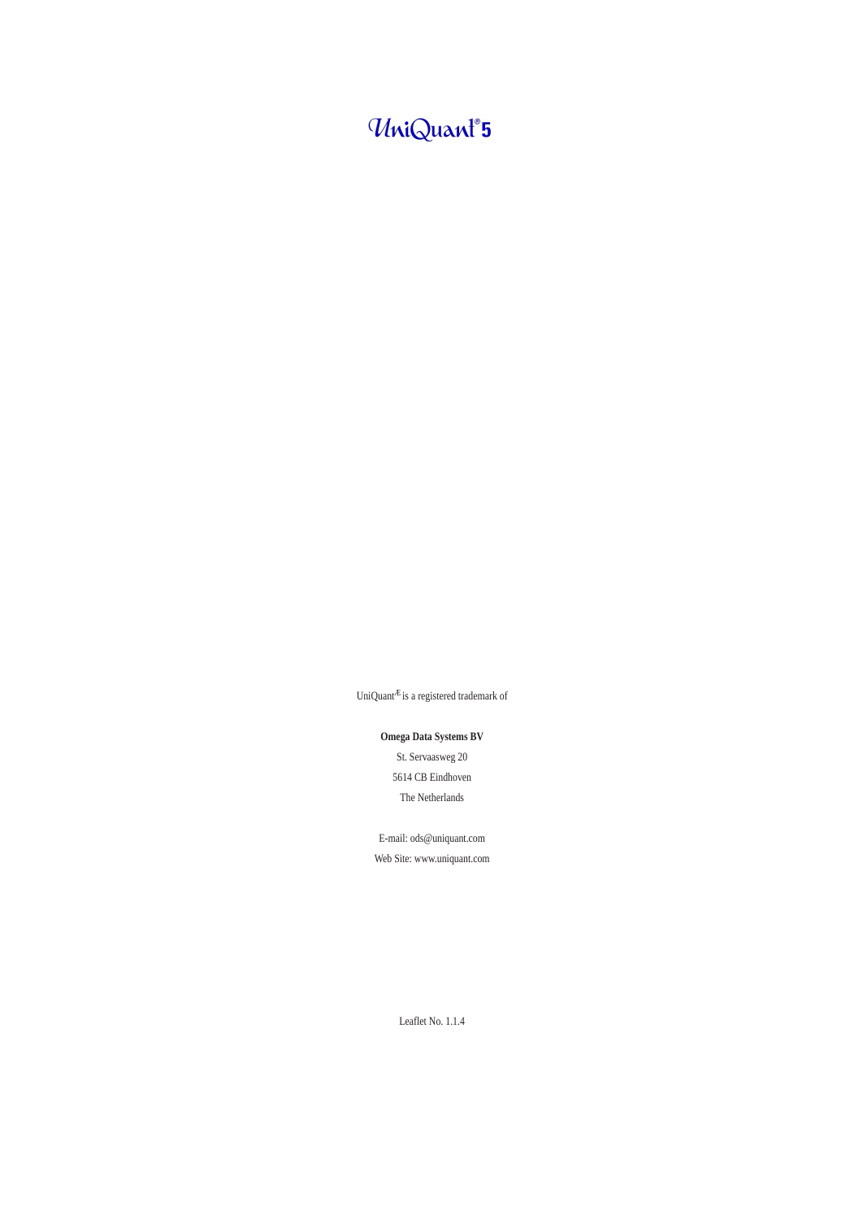UniQuant®5

UniQuantÆ is a registered trademark of

**Omega Data Systems BV**

St. Servaasweg 20

5614 CB Eindhoven

The Netherlands

E-mail: ods@uniquant.com

Web Site: www.uniquant.com

Leaflet No. 1.1.4